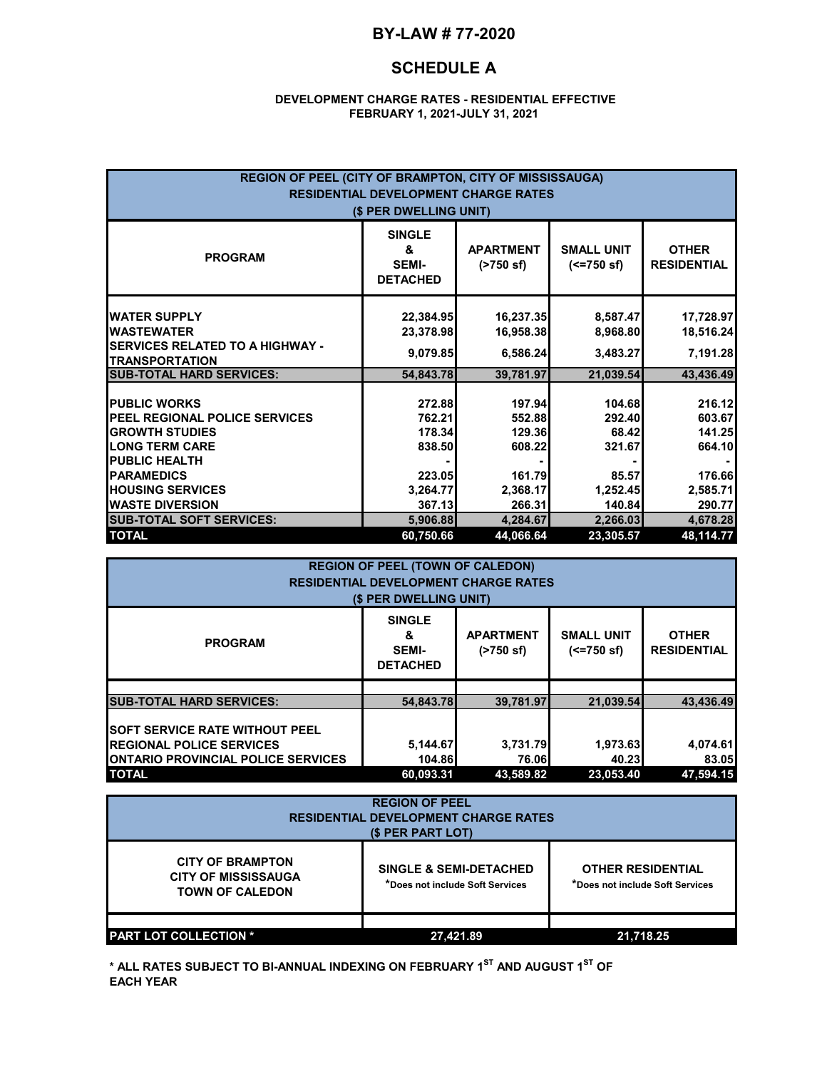# BY-LAW # 77-2020

## SCHEDULE A

**DEVELOPMENT CHARGE RATES - RESIDENTIAL EFFECTIVE FEBRUARY 1, 2021-JULY 31, 2021**

| REGION OF PEEL (CITY OF BRAMPTON, CITY OF MISSISSAUGA) RESIDENTIAL DEVELOPMENT CHARGE RATES ($ PER DWELLING UNIT) | | | | |
|---|---|---|---|---|
| **PROGRAM** | **SINGLE & SEMI-DETACHED** | **APARTMENT (>750 sf)** | **SMALL UNIT (<=750 sf)** | **OTHER RESIDENTIAL** |
| WATER SUPPLY | 22,384.95 | 16,237.35 | 8,587.47 | 17,728.97 |
| WASTEWATER | 23,378.98 | 16,958.38 | 8,968.80 | 18,516.24 |
| SERVICES RELATED TO A HIGHWAY - TRANSPORTATION | 9,079.85 | 6,586.24 | 3,483.27 | 7,191.28 |
| **SUB-TOTAL HARD SERVICES:** | **54,843.78** | **39,781.97** | **21,039.54** | **43,436.49** |
| PUBLIC WORKS | 272.88 | 197.94 | 104.68 | 216.12 |
| PEEL REGIONAL POLICE SERVICES | 762.21 | 552.88 | 292.40 | 603.67 |
| GROWTH STUDIES | 178.34 | 129.36 | 68.42 | 141.25 |
| LONG TERM CARE | 838.50 | 608.22 | 321.67 | 664.10 |
| PUBLIC HEALTH | - | - | - | - |
| PARAMEDICS | 223.05 | 161.79 | 85.57 | 176.66 |
| HOUSING SERVICES | 3,264.77 | 2,368.17 | 1,252.45 | 2,585.71 |
| WASTE DIVERSION | 367.13 | 266.31 | 140.84 | 290.77 |
| **SUB-TOTAL SOFT SERVICES:** | **5,906.88** | **4,284.67** | **2,266.03** | **4,678.28** |
| **TOTAL** | **60,750.66** | **44,066.64** | **23,305.57** | **48,114.77** |

| REGION OF PEEL (TOWN OF CALEDON) RESIDENTIAL DEVELOPMENT CHARGE RATES ($ PER DWELLING UNIT) | | | | |
|---|---|---|---|---|
| **PROGRAM** | **SINGLE & SEMI-DETACHED** | **APARTMENT (>750 sf)** | **SMALL UNIT (<=750 sf)** | **OTHER RESIDENTIAL** |
| **SUB-TOTAL HARD SERVICES:** | **54,843.78** | **39,781.97** | **21,039.54** | **43,436.49** |
| SOFT SERVICE RATE WITHOUT PEEL REGIONAL POLICE SERVICES | 5,144.67 | 3,731.79 | 1,973.63 | 4,074.61 |
| ONTARIO PROVINCIAL POLICE SERVICES | 104.86 | 76.06 | 40.23 | 83.05 |
| **TOTAL** | **60,093.31** | **43,589.82** | **23,053.40** | **47,594.15** |

| REGION OF PEEL RESIDENTIAL DEVELOPMENT CHARGE RATES ($ PER PART LOT) | | |
|---|---|---|
| **CITY OF BRAMPTON CITY OF MISSISSAUGA TOWN OF CALEDON** | **SINGLE & SEMI-DETACHED** *Does not include Soft Services | **OTHER RESIDENTIAL** *Does not include Soft Services |
| **PART LOT COLLECTION *** | **27,421.89** | **21,718.25** |

**\* ALL RATES SUBJECT TO BI-ANNUAL INDEXING ON FEBRUARY 1ST AND AUGUST 1ST OF EACH YEAR**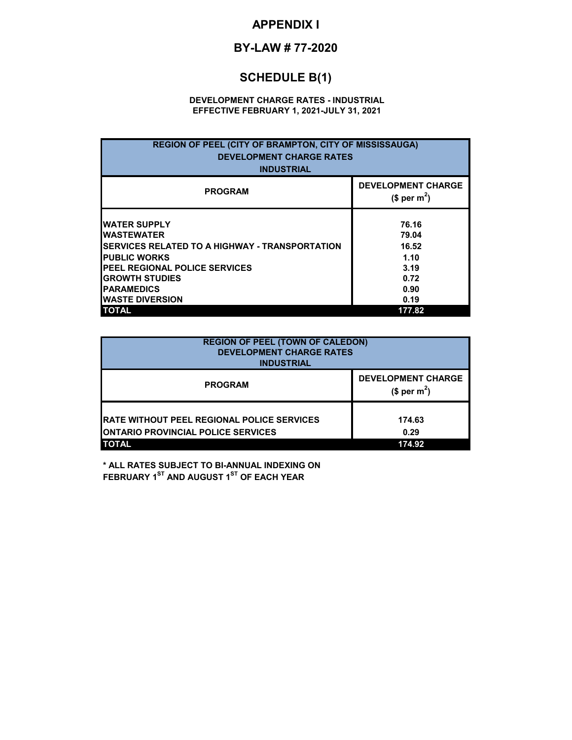# APPENDIX I

## BY-LAW # 77-2020

## SCHEDULE B(1)

**DEVELOPMENT CHARGE RATES - INDUSTRIAL**
**EFFECTIVE FEBRUARY 1, 2021-JULY 31, 2021**

| REGION OF PEEL (CITY OF BRAMPTON, CITY OF MISSISSAUGA) DEVELOPMENT CHARGE RATES INDUSTRIAL | |
|---|---|
| **PROGRAM** | **DEVELOPMENT CHARGE ($ per $m^2$)** |
| WATER SUPPLY | 76.16 |
| WASTEWATER | 79.04 |
| SERVICES RELATED TO A HIGHWAY - TRANSPORTATION | 16.52 |
| PUBLIC WORKS | 1.10 |
| PEEL REGIONAL POLICE SERVICES | 3.19 |
| GROWTH STUDIES | 0.72 |
| PARAMEDICS | 0.90 |
| WASTE DIVERSION | 0.19 |
| **TOTAL** | **177.82** |

| REGION OF PEEL (TOWN OF CALEDON) DEVELOPMENT CHARGE RATES INDUSTRIAL | |
|---|---|
| **PROGRAM** | **DEVELOPMENT CHARGE ($ per $m^2$)** |
| RATE WITHOUT PEEL REGIONAL POLICE SERVICES | 174.63 |
| ONTARIO PROVINCIAL POLICE SERVICES | 0.29 |
| **TOTAL** | **174.92** |

**\* ALL RATES SUBJECT TO BI-ANNUAL INDEXING ON FEBRUARY 1ST AND AUGUST 1ST OF EACH YEAR**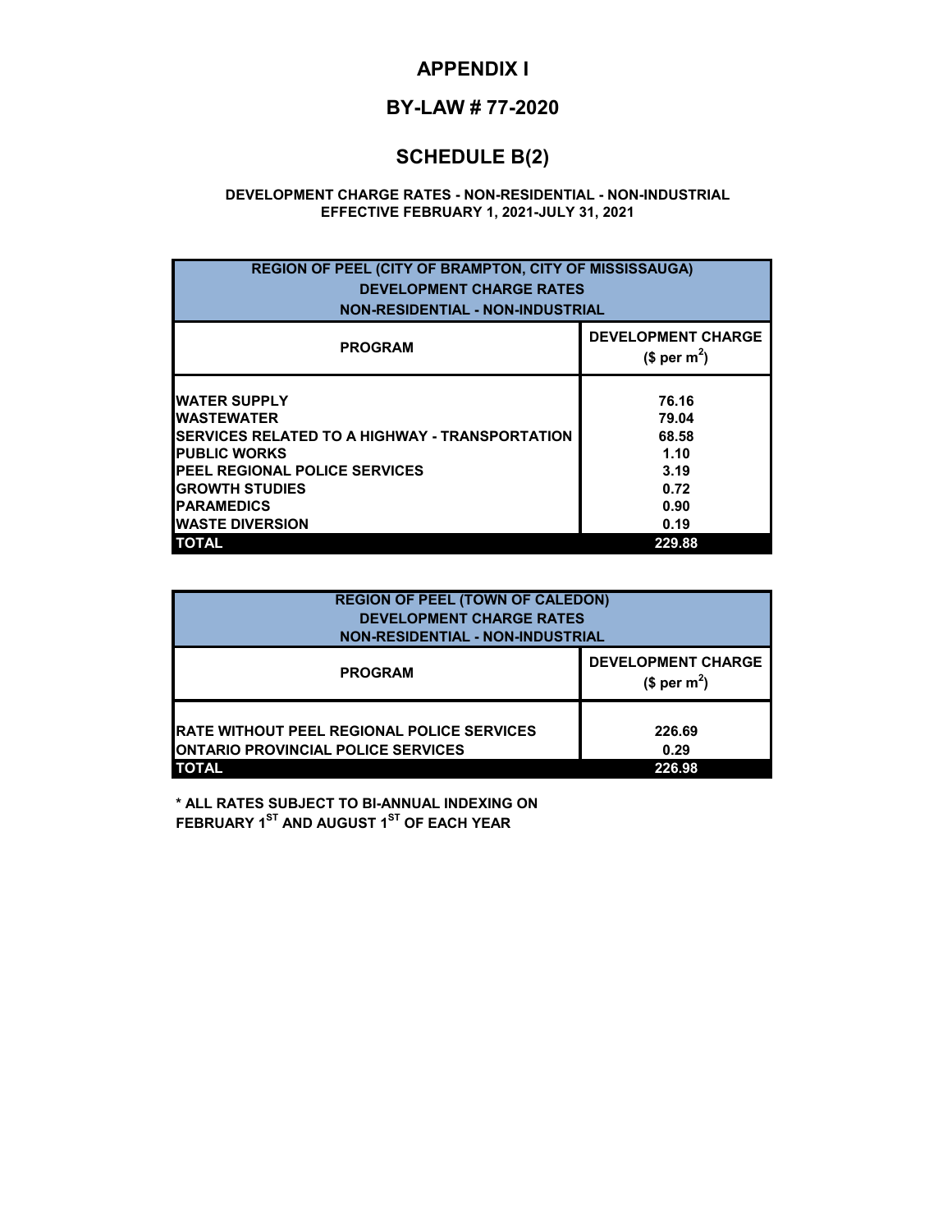# APPENDIX I

## BY-LAW # 77-2020

## SCHEDULE B(2)

**DEVELOPMENT CHARGE RATES - NON-RESIDENTIAL - NON-INDUSTRIAL**
**EFFECTIVE FEBRUARY 1, 2021-JULY 31, 2021**

| REGION OF PEEL (CITY OF BRAMPTON, CITY OF MISSISSAUGA) DEVELOPMENT CHARGE RATES NON-RESIDENTIAL - NON-INDUSTRIAL | |
|---|---|
| **PROGRAM** | **DEVELOPMENT CHARGE ($ per $m^2$)** |
| WATER SUPPLY | 76.16 |
| WASTEWATER | 79.04 |
| SERVICES RELATED TO A HIGHWAY - TRANSPORTATION | 68.58 |
| PUBLIC WORKS | 1.10 |
| PEEL REGIONAL POLICE SERVICES | 3.19 |
| GROWTH STUDIES | 0.72 |
| PARAMEDICS | 0.90 |
| WASTE DIVERSION | 0.19 |
| **TOTAL** | **229.88** |

| REGION OF PEEL (TOWN OF CALEDON) DEVELOPMENT CHARGE RATES NON-RESIDENTIAL - NON-INDUSTRIAL | |
|---|---|
| **PROGRAM** | **DEVELOPMENT CHARGE ($ per $m^2$)** |
| RATE WITHOUT PEEL REGIONAL POLICE SERVICES | 226.69 |
| ONTARIO PROVINCIAL POLICE SERVICES | 0.29 |
| **TOTAL** | **226.98** |

**\* ALL RATES SUBJECT TO BI-ANNUAL INDEXING ON FEBRUARY 1ST AND AUGUST 1ST OF EACH YEAR**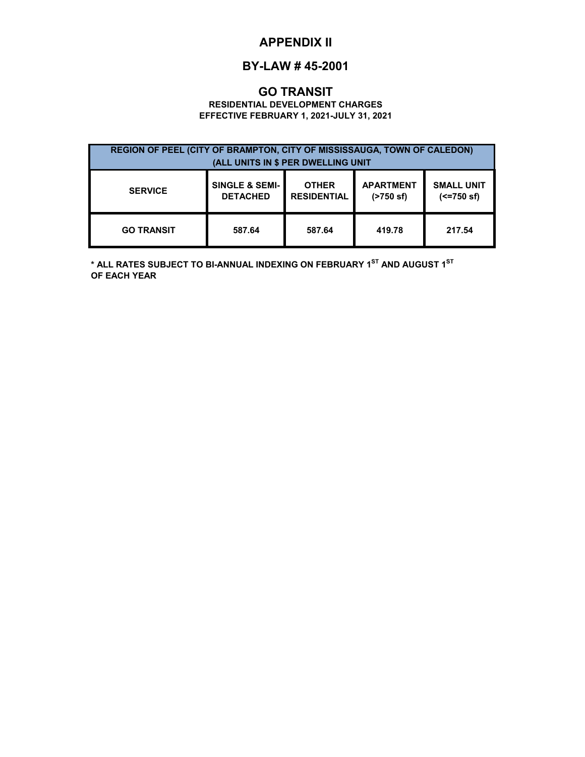# APPENDIX II

## BY-LAW # 45-2001

## GO TRANSIT

**RESIDENTIAL DEVELOPMENT CHARGES**
**EFFECTIVE FEBRUARY 1, 2021-JULY 31, 2021**

| REGION OF PEEL (CITY OF BRAMPTON, CITY OF MISSISSAUGA, TOWN OF CALEDON) (ALL UNITS IN $ PER DWELLING UNIT | | | | |
|---|---|---|---|---|
| SERVICE | SINGLE & SEMI-DETACHED | OTHER RESIDENTIAL | APARTMENT (>750 sf) | SMALL UNIT (<=750 sf) |
| GO TRANSIT | 587.64 | 587.64 | 419.78 | 217.54 |

**\* ALL RATES SUBJECT TO BI-ANNUAL INDEXING ON FEBRUARY 1ST AND AUGUST 1ST OF EACH YEAR**